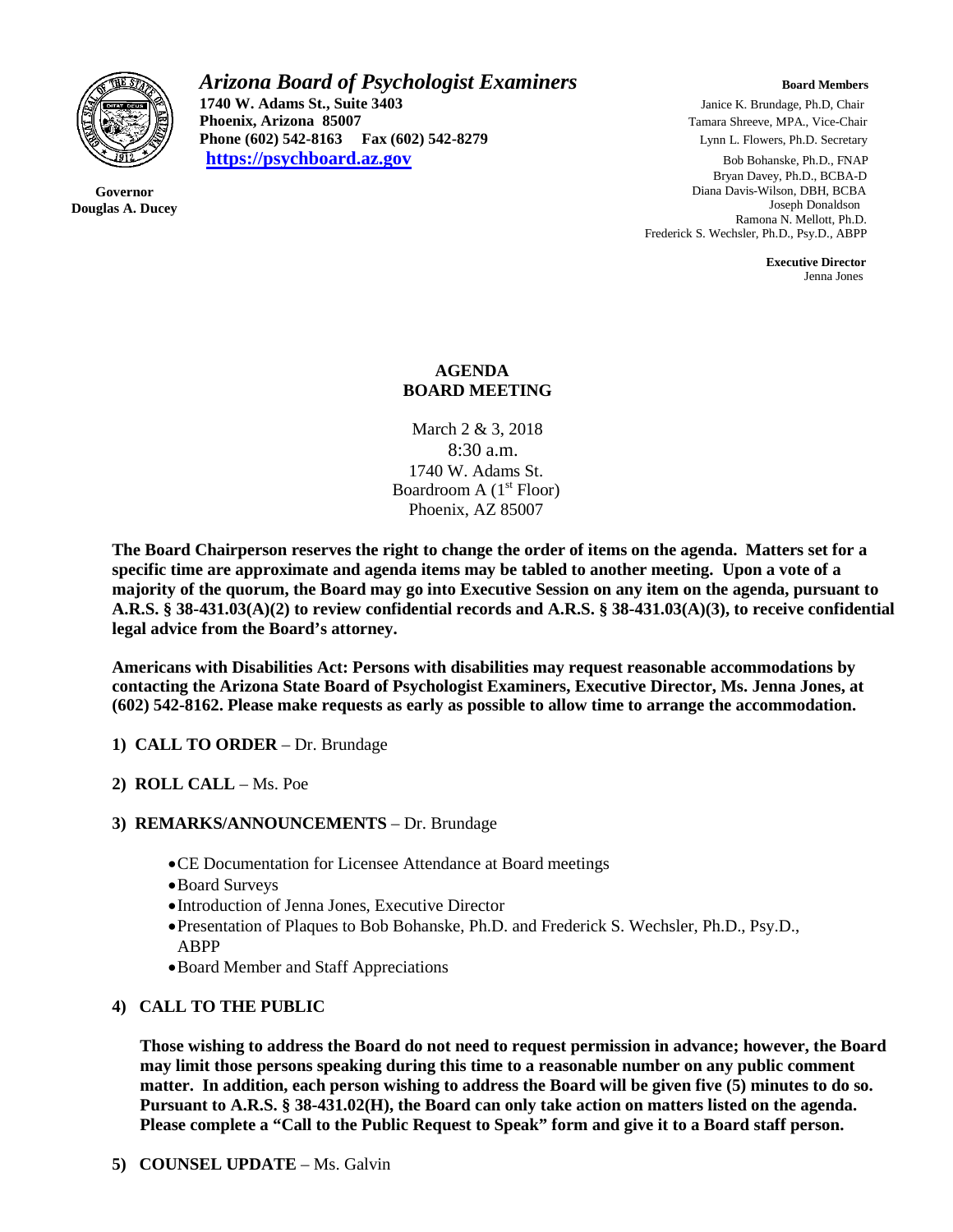# *Arizona Board of Psychologist Examiners*

**1740 W. Adams St., Suite 3403**
**Phoenix, Arizona 85007**
**Phone (602) 542-8163 Fax (602) 542-8279**
**https://psychboard.az.gov**

**Governor**
**Douglas A. Ducey**

**Board Members**
Janice K. Brundage, Ph.D, Chair
Tamara Shreeve, MPA., Vice-Chair
Lynn L. Flowers, Ph.D. Secretary
Bob Bohanske, Ph.D., FNAP
Bryan Davey, Ph.D., BCBA-D
Diana Davis-Wilson, DBH, BCBA
Joseph Donaldson
Ramona N. Mellott, Ph.D.
Frederick S. Wechsler, Ph.D., Psy.D., ABPP

**Executive Director**
Jenna Jones

## AGENDA
## BOARD MEETING

March 2 & 3, 2018
8:30 a.m.
1740 W. Adams St.
Boardroom A (1st Floor)
Phoenix, AZ 85007

**The Board Chairperson reserves the right to change the order of items on the agenda. Matters set for a specific time are approximate and agenda items may be tabled to another meeting. Upon a vote of a majority of the quorum, the Board may go into Executive Session on any item on the agenda, pursuant to A.R.S. § 38-431.03(A)(2) to review confidential records and A.R.S. § 38-431.03(A)(3), to receive confidential legal advice from the Board's attorney.**

**Americans with Disabilities Act: Persons with disabilities may request reasonable accommodations by contacting the Arizona State Board of Psychologist Examiners, Executive Director, Ms. Jenna Jones, at (602) 542-8162. Please make requests as early as possible to allow time to arrange the accommodation.**

1) **CALL TO ORDER** – Dr. Brundage

2) **ROLL CALL** – Ms. Poe

3) **REMARKS/ANNOUNCEMENTS** – Dr. Brundage

   - CE Documentation for Licensee Attendance at Board meetings
   - Board Surveys
   - Introduction of Jenna Jones, Executive Director
   - Presentation of Plaques to Bob Bohanske, Ph.D. and Frederick S. Wechsler, Ph.D., Psy.D., ABPP
   - Board Member and Staff Appreciations

4) **CALL TO THE PUBLIC**

   **Those wishing to address the Board do not need to request permission in advance; however, the Board may limit those persons speaking during this time to a reasonable number on any public comment matter. In addition, each person wishing to address the Board will be given five (5) minutes to do so. Pursuant to A.R.S. § 38-431.02(H), the Board can only take action on matters listed on the agenda. Please complete a "Call to the Public Request to Speak" form and give it to a Board staff person.**

5) **COUNSEL UPDATE** – Ms. Galvin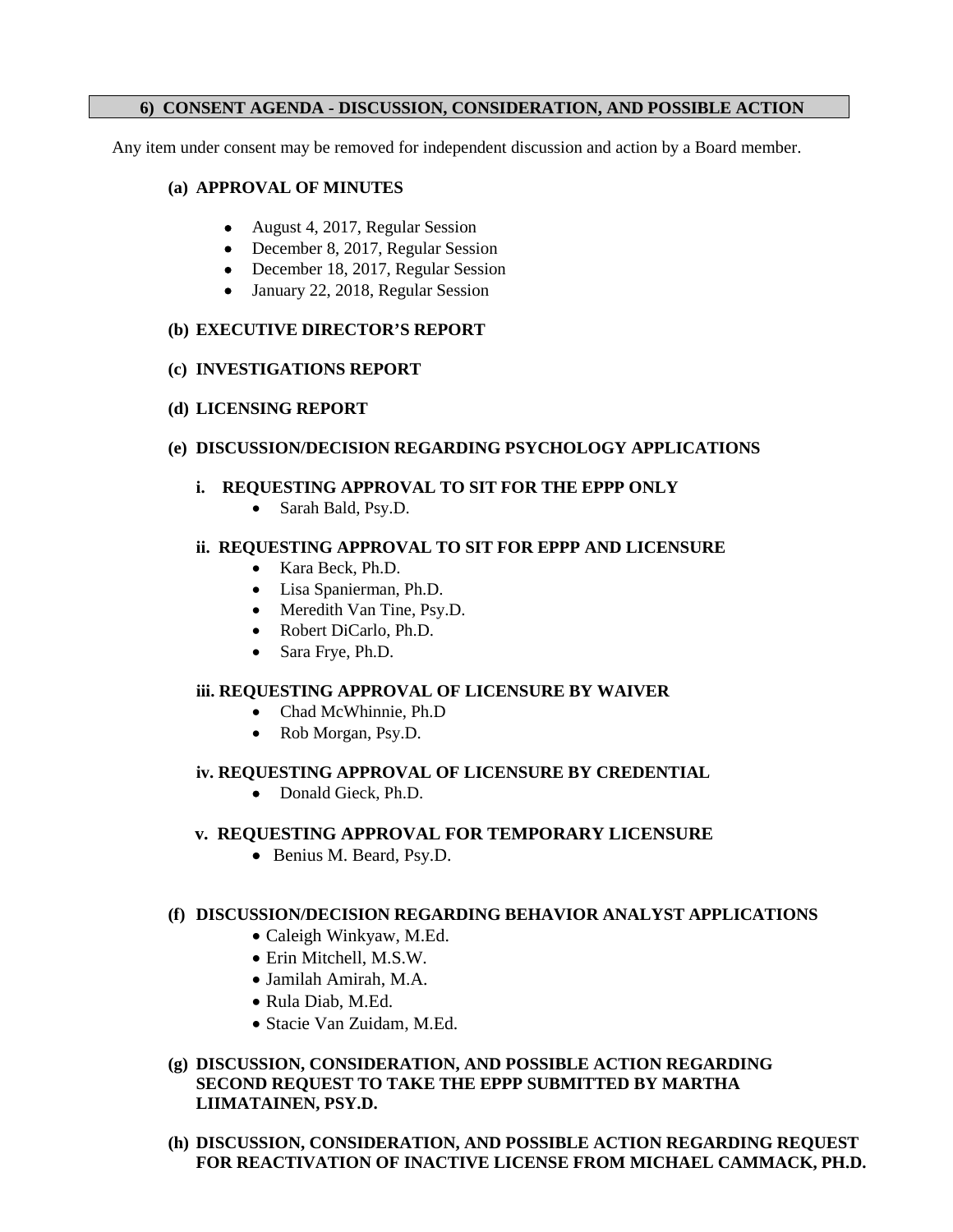## 6) CONSENT AGENDA - DISCUSSION, CONSIDERATION, AND POSSIBLE ACTION

Any item under consent may be removed for independent discussion and action by a Board member.

### (a) APPROVAL OF MINUTES

- August 4, 2017, Regular Session
- December 8, 2017, Regular Session
- December 18, 2017, Regular Session
- January 22, 2018, Regular Session

### (b) EXECUTIVE DIRECTOR'S REPORT

### (c) INVESTIGATIONS REPORT

### (d) LICENSING REPORT

### (e) DISCUSSION/DECISION REGARDING PSYCHOLOGY APPLICATIONS

#### i. REQUESTING APPROVAL TO SIT FOR THE EPPP ONLY

- Sarah Bald, Psy.D.

#### ii. REQUESTING APPROVAL TO SIT FOR EPPP AND LICENSURE

- Kara Beck, Ph.D.
- Lisa Spanierman, Ph.D.
- Meredith Van Tine, Psy.D.
- Robert DiCarlo, Ph.D.
- Sara Frye, Ph.D.

#### iii. REQUESTING APPROVAL OF LICENSURE BY WAIVER

- Chad McWhinnie, Ph.D
- Rob Morgan, Psy.D.

#### iv. REQUESTING APPROVAL OF LICENSURE BY CREDENTIAL

- Donald Gieck, Ph.D.

#### v. REQUESTING APPROVAL FOR TEMPORARY LICENSURE

- Benius M. Beard, Psy.D.

### (f) DISCUSSION/DECISION REGARDING BEHAVIOR ANALYST APPLICATIONS

- Caleigh Winkyaw, M.Ed.
- Erin Mitchell, M.S.W.
- Jamilah Amirah, M.A.
- Rula Diab, M.Ed.
- Stacie Van Zuidam, M.Ed.

### (g) DISCUSSION, CONSIDERATION, AND POSSIBLE ACTION REGARDING SECOND REQUEST TO TAKE THE EPPP SUBMITTED BY MARTHA LIIMATAINEN, PSY.D.

### (h) DISCUSSION, CONSIDERATION, AND POSSIBLE ACTION REGARDING REQUEST FOR REACTIVATION OF INACTIVE LICENSE FROM MICHAEL CAMMACK, PH.D.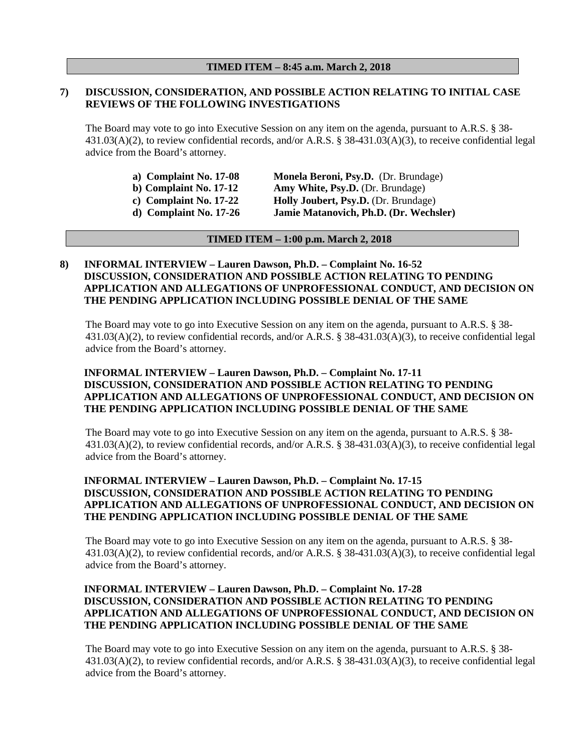**TIMED ITEM – 8:45 a.m. March 2, 2018**

**7) DISCUSSION, CONSIDERATION, AND POSSIBLE ACTION RELATING TO INITIAL CASE REVIEWS OF THE FOLLOWING INVESTIGATIONS**

The Board may vote to go into Executive Session on any item on the agenda, pursuant to A.R.S. § 38-431.03(A)(2), to review confidential records, and/or A.R.S. § 38-431.03(A)(3), to receive confidential legal advice from the Board's attorney.

**a) Complaint No. 17-08** **Monela Beroni, Psy.D.** (Dr. Brundage)
**b) Complaint No. 17-12** **Amy White, Psy.D.** (Dr. Brundage)
**c) Complaint No. 17-22** **Holly Joubert, Psy.D.** (Dr. Brundage)
**d) Complaint No. 17-26** **Jamie Matanovich, Ph.D. (Dr. Wechsler)**

**TIMED ITEM – 1:00 p.m. March 2, 2018**

**8) INFORMAL INTERVIEW – Lauren Dawson, Ph.D. – Complaint No. 16-52 DISCUSSION, CONSIDERATION AND POSSIBLE ACTION RELATING TO PENDING APPLICATION AND ALLEGATIONS OF UNPROFESSIONAL CONDUCT, AND DECISION ON THE PENDING APPLICATION INCLUDING POSSIBLE DENIAL OF THE SAME**

The Board may vote to go into Executive Session on any item on the agenda, pursuant to A.R.S. § 38-431.03(A)(2), to review confidential records, and/or A.R.S. § 38-431.03(A)(3), to receive confidential legal advice from the Board's attorney.

**INFORMAL INTERVIEW – Lauren Dawson, Ph.D. – Complaint No. 17-11 DISCUSSION, CONSIDERATION AND POSSIBLE ACTION RELATING TO PENDING APPLICATION AND ALLEGATIONS OF UNPROFESSIONAL CONDUCT, AND DECISION ON THE PENDING APPLICATION INCLUDING POSSIBLE DENIAL OF THE SAME**

The Board may vote to go into Executive Session on any item on the agenda, pursuant to A.R.S. § 38-431.03(A)(2), to review confidential records, and/or A.R.S. § 38-431.03(A)(3), to receive confidential legal advice from the Board's attorney.

**INFORMAL INTERVIEW – Lauren Dawson, Ph.D. – Complaint No. 17-15 DISCUSSION, CONSIDERATION AND POSSIBLE ACTION RELATING TO PENDING APPLICATION AND ALLEGATIONS OF UNPROFESSIONAL CONDUCT, AND DECISION ON THE PENDING APPLICATION INCLUDING POSSIBLE DENIAL OF THE SAME**

The Board may vote to go into Executive Session on any item on the agenda, pursuant to A.R.S. § 38-431.03(A)(2), to review confidential records, and/or A.R.S. § 38-431.03(A)(3), to receive confidential legal advice from the Board's attorney.

**INFORMAL INTERVIEW – Lauren Dawson, Ph.D. – Complaint No. 17-28 DISCUSSION, CONSIDERATION AND POSSIBLE ACTION RELATING TO PENDING APPLICATION AND ALLEGATIONS OF UNPROFESSIONAL CONDUCT, AND DECISION ON THE PENDING APPLICATION INCLUDING POSSIBLE DENIAL OF THE SAME**

The Board may vote to go into Executive Session on any item on the agenda, pursuant to A.R.S. § 38-431.03(A)(2), to review confidential records, and/or A.R.S. § 38-431.03(A)(3), to receive confidential legal advice from the Board's attorney.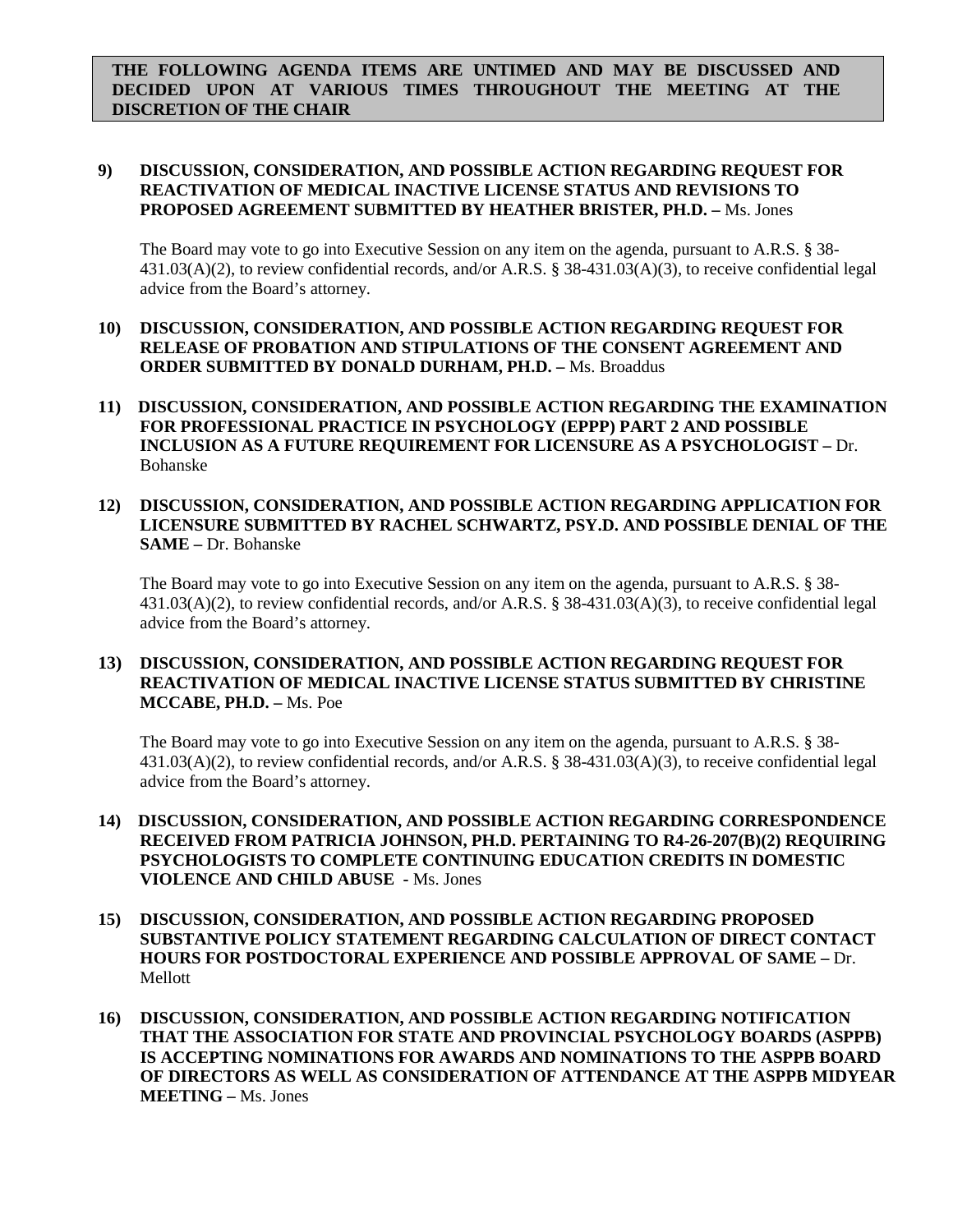**THE FOLLOWING AGENDA ITEMS ARE UNTIMED AND MAY BE DISCUSSED AND DECIDED UPON AT VARIOUS TIMES THROUGHOUT THE MEETING AT THE DISCRETION OF THE CHAIR**

**9) DISCUSSION, CONSIDERATION, AND POSSIBLE ACTION REGARDING REQUEST FOR REACTIVATION OF MEDICAL INACTIVE LICENSE STATUS AND REVISIONS TO PROPOSED AGREEMENT SUBMITTED BY HEATHER BRISTER, PH.D. –** Ms. Jones

The Board may vote to go into Executive Session on any item on the agenda, pursuant to A.R.S. § 38-431.03(A)(2), to review confidential records, and/or A.R.S. § 38-431.03(A)(3), to receive confidential legal advice from the Board's attorney.

**10) DISCUSSION, CONSIDERATION, AND POSSIBLE ACTION REGARDING REQUEST FOR RELEASE OF PROBATION AND STIPULATIONS OF THE CONSENT AGREEMENT AND ORDER SUBMITTED BY DONALD DURHAM, PH.D. –** Ms. Broaddus

**11) DISCUSSION, CONSIDERATION, AND POSSIBLE ACTION REGARDING THE EXAMINATION FOR PROFESSIONAL PRACTICE IN PSYCHOLOGY (EPPP) PART 2 AND POSSIBLE INCLUSION AS A FUTURE REQUIREMENT FOR LICENSURE AS A PSYCHOLOGIST –** Dr. Bohanske

**12) DISCUSSION, CONSIDERATION, AND POSSIBLE ACTION REGARDING APPLICATION FOR LICENSURE SUBMITTED BY RACHEL SCHWARTZ, PSY.D. AND POSSIBLE DENIAL OF THE SAME –** Dr. Bohanske

The Board may vote to go into Executive Session on any item on the agenda, pursuant to A.R.S. § 38-431.03(A)(2), to review confidential records, and/or A.R.S. § 38-431.03(A)(3), to receive confidential legal advice from the Board's attorney.

**13) DISCUSSION, CONSIDERATION, AND POSSIBLE ACTION REGARDING REQUEST FOR REACTIVATION OF MEDICAL INACTIVE LICENSE STATUS SUBMITTED BY CHRISTINE MCCABE, PH.D. –** Ms. Poe

The Board may vote to go into Executive Session on any item on the agenda, pursuant to A.R.S. § 38-431.03(A)(2), to review confidential records, and/or A.R.S. § 38-431.03(A)(3), to receive confidential legal advice from the Board's attorney.

**14) DISCUSSION, CONSIDERATION, AND POSSIBLE ACTION REGARDING CORRESPONDENCE RECEIVED FROM PATRICIA JOHNSON, PH.D. PERTAINING TO R4-26-207(B)(2) REQUIRING PSYCHOLOGISTS TO COMPLETE CONTINUING EDUCATION CREDITS IN DOMESTIC VIOLENCE AND CHILD ABUSE -** Ms. Jones

**15) DISCUSSION, CONSIDERATION, AND POSSIBLE ACTION REGARDING PROPOSED SUBSTANTIVE POLICY STATEMENT REGARDING CALCULATION OF DIRECT CONTACT HOURS FOR POSTDOCTORAL EXPERIENCE AND POSSIBLE APPROVAL OF SAME –** Dr. Mellott

**16) DISCUSSION, CONSIDERATION, AND POSSIBLE ACTION REGARDING NOTIFICATION THAT THE ASSOCIATION FOR STATE AND PROVINCIAL PSYCHOLOGY BOARDS (ASPPB) IS ACCEPTING NOMINATIONS FOR AWARDS AND NOMINATIONS TO THE ASPPB BOARD OF DIRECTORS AS WELL AS CONSIDERATION OF ATTENDANCE AT THE ASPPB MIDYEAR MEETING –** Ms. Jones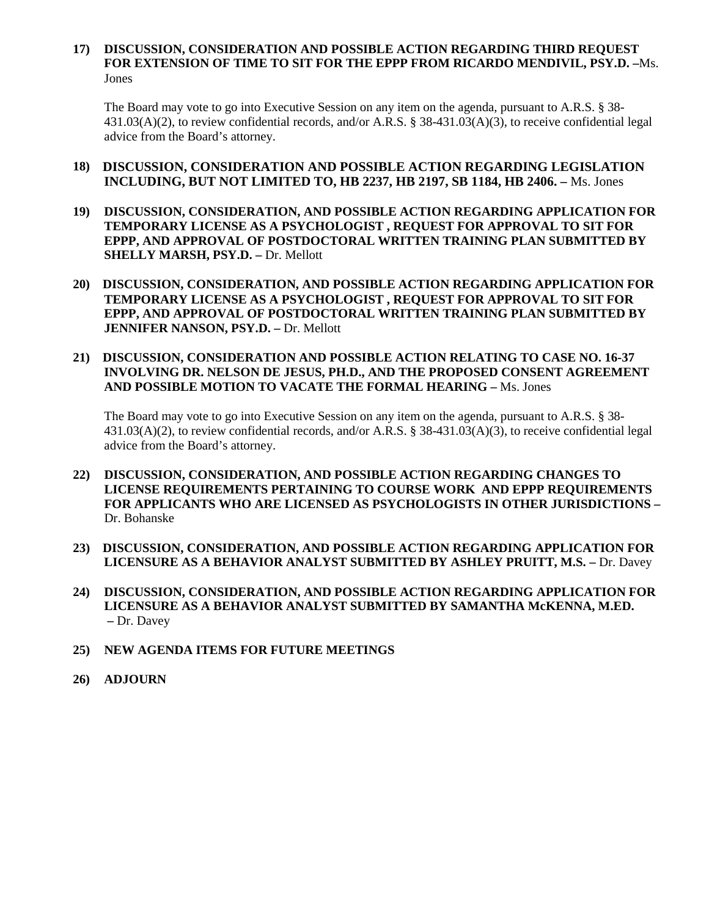**17) DISCUSSION, CONSIDERATION AND POSSIBLE ACTION REGARDING THIRD REQUEST FOR EXTENSION OF TIME TO SIT FOR THE EPPP FROM RICARDO MENDIVIL, PSY.D. –**Ms. Jones

The Board may vote to go into Executive Session on any item on the agenda, pursuant to A.R.S. § 38-431.03(A)(2), to review confidential records, and/or A.R.S. § 38-431.03(A)(3), to receive confidential legal advice from the Board's attorney.

**18) DISCUSSION, CONSIDERATION AND POSSIBLE ACTION REGARDING LEGISLATION INCLUDING, BUT NOT LIMITED TO, HB 2237, HB 2197, SB 1184, HB 2406. –** Ms. Jones

**19) DISCUSSION, CONSIDERATION, AND POSSIBLE ACTION REGARDING APPLICATION FOR TEMPORARY LICENSE AS A PSYCHOLOGIST , REQUEST FOR APPROVAL TO SIT FOR EPPP, AND APPROVAL OF POSTDOCTORAL WRITTEN TRAINING PLAN SUBMITTED BY SHELLY MARSH, PSY.D. –** Dr. Mellott

**20) DISCUSSION, CONSIDERATION, AND POSSIBLE ACTION REGARDING APPLICATION FOR TEMPORARY LICENSE AS A PSYCHOLOGIST , REQUEST FOR APPROVAL TO SIT FOR EPPP, AND APPROVAL OF POSTDOCTORAL WRITTEN TRAINING PLAN SUBMITTED BY JENNIFER NANSON, PSY.D. –** Dr. Mellott

**21) DISCUSSION, CONSIDERATION AND POSSIBLE ACTION RELATING TO CASE NO. 16-37 INVOLVING DR. NELSON DE JESUS, PH.D., AND THE PROPOSED CONSENT AGREEMENT AND POSSIBLE MOTION TO VACATE THE FORMAL HEARING –** Ms. Jones

The Board may vote to go into Executive Session on any item on the agenda, pursuant to A.R.S. § 38-431.03(A)(2), to review confidential records, and/or A.R.S. § 38-431.03(A)(3), to receive confidential legal advice from the Board's attorney.

**22) DISCUSSION, CONSIDERATION, AND POSSIBLE ACTION REGARDING CHANGES TO LICENSE REQUIREMENTS PERTAINING TO COURSE WORK AND EPPP REQUIREMENTS FOR APPLICANTS WHO ARE LICENSED AS PSYCHOLOGISTS IN OTHER JURISDICTIONS –** Dr. Bohanske

**23) DISCUSSION, CONSIDERATION, AND POSSIBLE ACTION REGARDING APPLICATION FOR LICENSURE AS A BEHAVIOR ANALYST SUBMITTED BY ASHLEY PRUITT, M.S. –** Dr. Davey

**24) DISCUSSION, CONSIDERATION, AND POSSIBLE ACTION REGARDING APPLICATION FOR LICENSURE AS A BEHAVIOR ANALYST SUBMITTED BY SAMANTHA McKENNA, M.ED. –** Dr. Davey

**25) NEW AGENDA ITEMS FOR FUTURE MEETINGS**

**26) ADJOURN**